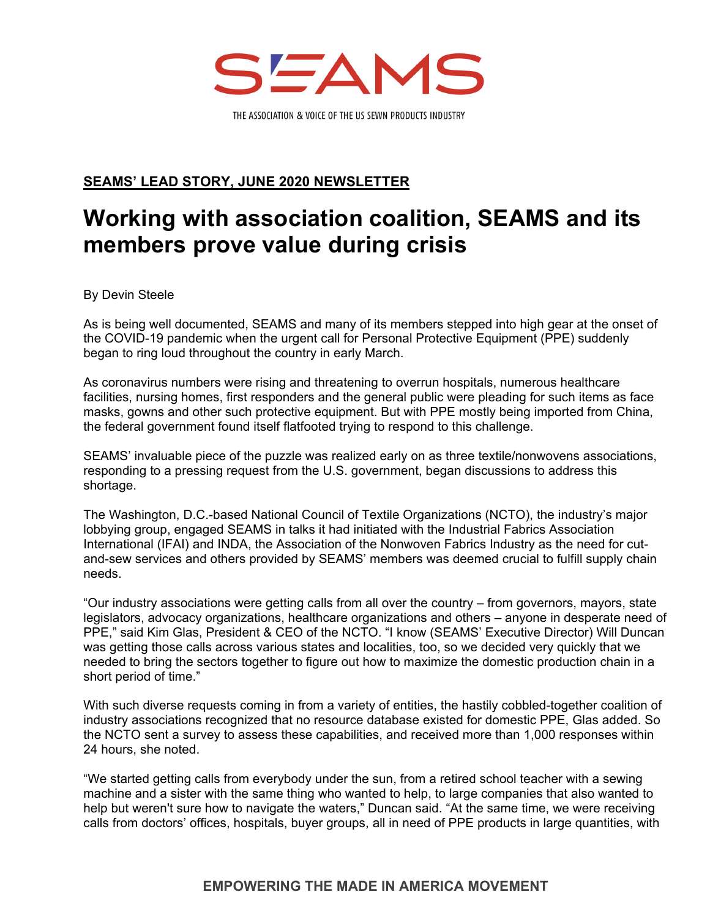# SEAMS

THE ASSOCIATION & VOICE OF THE US SEWN PRODUCTS INDUSTRY

**SEAMS' LEAD STORY, JUNE 2020 NEWSLETTER**

# Working with association coalition, SEAMS and its members prove value during crisis

By Devin Steele

As is being well documented, SEAMS and many of its members stepped into high gear at the onset of the COVID-19 pandemic when the urgent call for Personal Protective Equipment (PPE) suddenly began to ring loud throughout the country in early March.

As coronavirus numbers were rising and threatening to overrun hospitals, numerous healthcare facilities, nursing homes, first responders and the general public were pleading for such items as face masks, gowns and other such protective equipment. But with PPE mostly being imported from China, the federal government found itself flatfooted trying to respond to this challenge.

SEAMS' invaluable piece of the puzzle was realized early on as three textile/nonwovens associations, responding to a pressing request from the U.S. government, began discussions to address this shortage.

The Washington, D.C.-based National Council of Textile Organizations (NCTO), the industry's major lobbying group, engaged SEAMS in talks it had initiated with the Industrial Fabrics Association International (IFAI) and INDA, the Association of the Nonwoven Fabrics Industry as the need for cut-and-sew services and others provided by SEAMS' members was deemed crucial to fulfill supply chain needs.

"Our industry associations were getting calls from all over the country – from governors, mayors, state legislators, advocacy organizations, healthcare organizations and others – anyone in desperate need of PPE," said Kim Glas, President & CEO of the NCTO. "I know (SEAMS' Executive Director) Will Duncan was getting those calls across various states and localities, too, so we decided very quickly that we needed to bring the sectors together to figure out how to maximize the domestic production chain in a short period of time."

With such diverse requests coming in from a variety of entities, the hastily cobbled-together coalition of industry associations recognized that no resource database existed for domestic PPE, Glas added. So the NCTO sent a survey to assess these capabilities, and received more than 1,000 responses within 24 hours, she noted.

"We started getting calls from everybody under the sun, from a retired school teacher with a sewing machine and a sister with the same thing who wanted to help, to large companies that also wanted to help but weren't sure how to navigate the waters," Duncan said. "At the same time, we were receiving calls from doctors' offices, hospitals, buyer groups, all in need of PPE products in large quantities, with

EMPOWERING THE MADE IN AMERICA MOVEMENT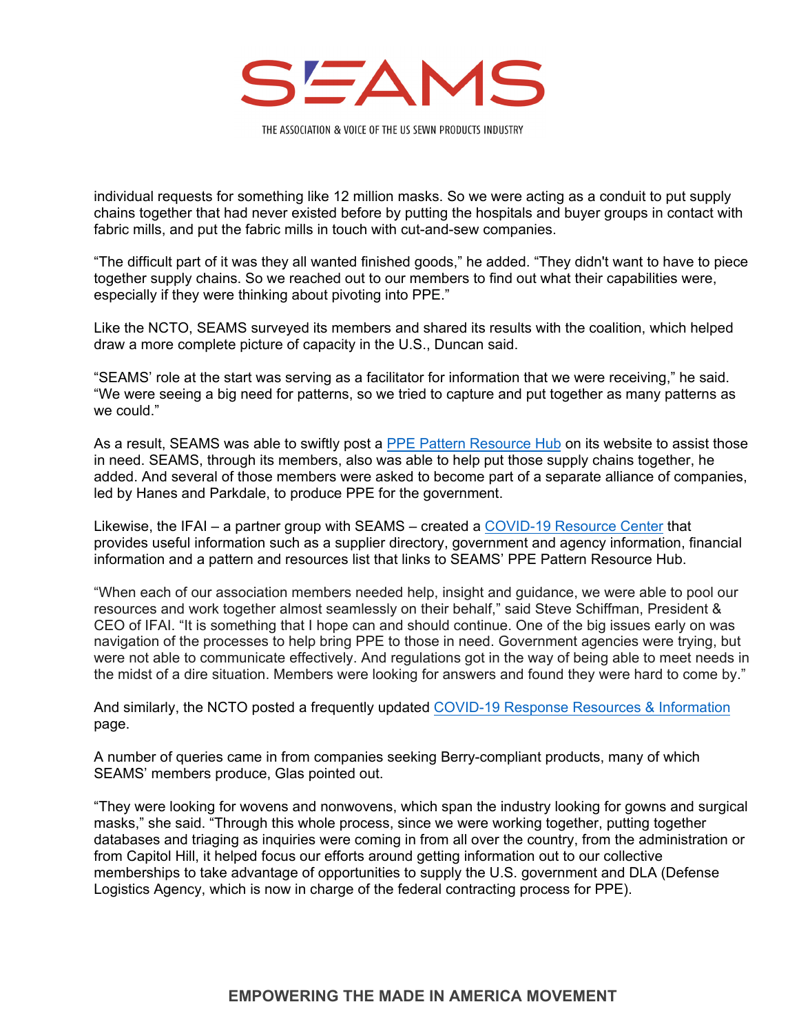individual requests for something like 12 million masks. So we were acting as a conduit to put supply chains together that had never existed before by putting the hospitals and buyer groups in contact with fabric mills, and put the fabric mills in touch with cut-and-sew companies.

"The difficult part of it was they all wanted finished goods," he added. "They didn't want to have to piece together supply chains. So we reached out to our members to find out what their capabilities were, especially if they were thinking about pivoting into PPE."

Like the NCTO, SEAMS surveyed its members and shared its results with the coalition, which helped draw a more complete picture of capacity in the U.S., Duncan said.

"SEAMS' role at the start was serving as a facilitator for information that we were receiving," he said. "We were seeing a big need for patterns, so we tried to capture and put together as many patterns as we could."

As a result, SEAMS was able to swiftly post a PPE Pattern Resource Hub on its website to assist those in need. SEAMS, through its members, also was able to help put those supply chains together, he added. And several of those members were asked to become part of a separate alliance of companies, led by Hanes and Parkdale, to produce PPE for the government.

Likewise, the IFAI – a partner group with SEAMS – created a COVID-19 Resource Center that provides useful information such as a supplier directory, government and agency information, financial information and a pattern and resources list that links to SEAMS' PPE Pattern Resource Hub.

"When each of our association members needed help, insight and guidance, we were able to pool our resources and work together almost seamlessly on their behalf," said Steve Schiffman, President & CEO of IFAI. "It is something that I hope can and should continue. One of the big issues early on was navigation of the processes to help bring PPE to those in need. Government agencies were trying, but were not able to communicate effectively. And regulations got in the way of being able to meet needs in the midst of a dire situation. Members were looking for answers and found they were hard to come by."

And similarly, the NCTO posted a frequently updated COVID-19 Response Resources & Information page.

A number of queries came in from companies seeking Berry-compliant products, many of which SEAMS' members produce, Glas pointed out.

"They were looking for wovens and nonwovens, which span the industry looking for gowns and surgical masks," she said. "Through this whole process, since we were working together, putting together databases and triaging as inquiries were coming in from all over the country, from the administration or from Capitol Hill, it helped focus our efforts around getting information out to our collective memberships to take advantage of opportunities to supply the U.S. government and DLA (Defense Logistics Agency, which is now in charge of the federal contracting process for PPE).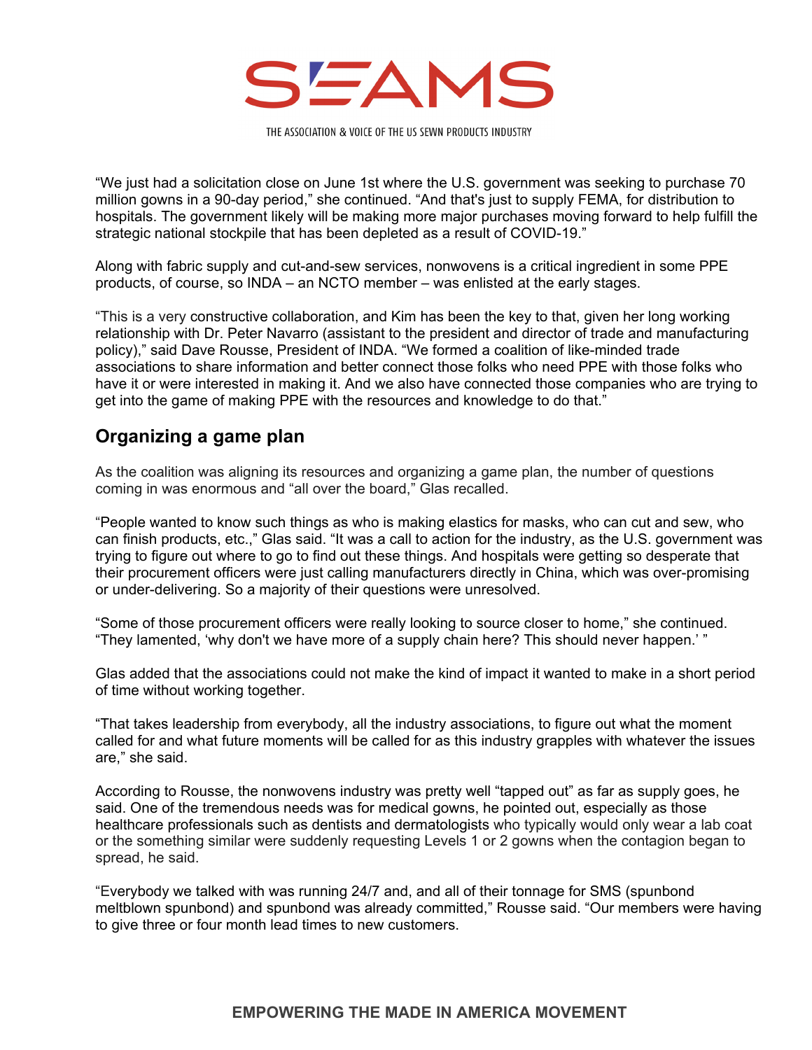"We just had a solicitation close on June 1st where the U.S. government was seeking to purchase 70 million gowns in a 90-day period," she continued. "And that's just to supply FEMA, for distribution to hospitals. The government likely will be making more major purchases moving forward to help fulfill the strategic national stockpile that has been depleted as a result of COVID-19."

Along with fabric supply and cut-and-sew services, nonwovens is a critical ingredient in some PPE products, of course, so INDA – an NCTO member – was enlisted at the early stages.

"This is a very constructive collaboration, and Kim has been the key to that, given her long working relationship with Dr. Peter Navarro (assistant to the president and director of trade and manufacturing policy)," said Dave Rousse, President of INDA. "We formed a coalition of like-minded trade associations to share information and better connect those folks who need PPE with those folks who have it or were interested in making it. And we also have connected those companies who are trying to get into the game of making PPE with the resources and knowledge to do that."

## Organizing a game plan

As the coalition was aligning its resources and organizing a game plan, the number of questions coming in was enormous and "all over the board," Glas recalled.

"People wanted to know such things as who is making elastics for masks, who can cut and sew, who can finish products, etc.," Glas said. "It was a call to action for the industry, as the U.S. government was trying to figure out where to go to find out these things. And hospitals were getting so desperate that their procurement officers were just calling manufacturers directly in China, which was over-promising or under-delivering. So a majority of their questions were unresolved.

"Some of those procurement officers were really looking to source closer to home," she continued. "They lamented, 'why don't we have more of a supply chain here? This should never happen.' "

Glas added that the associations could not make the kind of impact it wanted to make in a short period of time without working together.

"That takes leadership from everybody, all the industry associations, to figure out what the moment called for and what future moments will be called for as this industry grapples with whatever the issues are," she said.

According to Rousse, the nonwovens industry was pretty well "tapped out" as far as supply goes, he said. One of the tremendous needs was for medical gowns, he pointed out, especially as those healthcare professionals such as dentists and dermatologists who typically would only wear a lab coat or the something similar were suddenly requesting Levels 1 or 2 gowns when the contagion began to spread, he said.

"Everybody we talked with was running 24/7 and, and all of their tonnage for SMS (spunbond meltblown spunbond) and spunbond was already committed," Rousse said. "Our members were having to give three or four month lead times to new customers.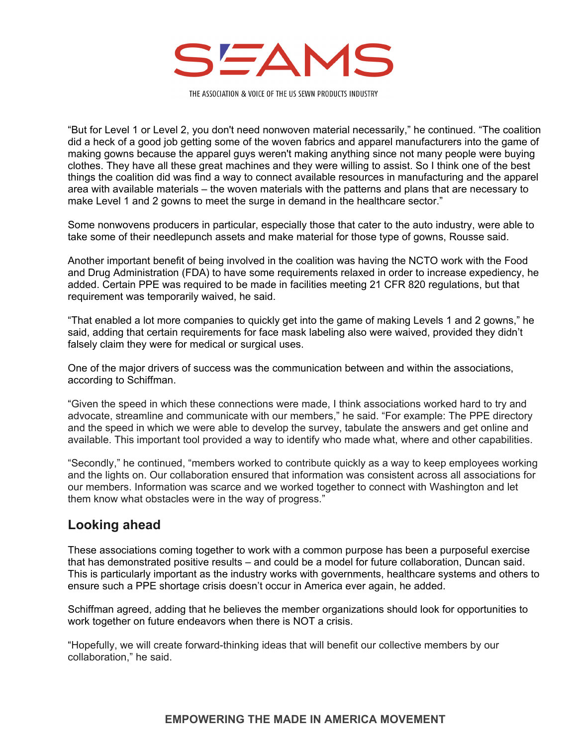"But for Level 1 or Level 2, you don't need nonwoven material necessarily," he continued. "The coalition did a heck of a good job getting some of the woven fabrics and apparel manufacturers into the game of making gowns because the apparel guys weren't making anything since not many people were buying clothes. They have all these great machines and they were willing to assist. So I think one of the best things the coalition did was find a way to connect available resources in manufacturing and the apparel area with available materials – the woven materials with the patterns and plans that are necessary to make Level 1 and 2 gowns to meet the surge in demand in the healthcare sector."

Some nonwovens producers in particular, especially those that cater to the auto industry, were able to take some of their needlepunch assets and make material for those type of gowns, Rousse said.

Another important benefit of being involved in the coalition was having the NCTO work with the Food and Drug Administration (FDA) to have some requirements relaxed in order to increase expediency, he added. Certain PPE was required to be made in facilities meeting 21 CFR 820 regulations, but that requirement was temporarily waived, he said.

"That enabled a lot more companies to quickly get into the game of making Levels 1 and 2 gowns," he said, adding that certain requirements for face mask labeling also were waived, provided they didn't falsely claim they were for medical or surgical uses.

One of the major drivers of success was the communication between and within the associations, according to Schiffman.

"Given the speed in which these connections were made, I think associations worked hard to try and advocate, streamline and communicate with our members," he said. "For example: The PPE directory and the speed in which we were able to develop the survey, tabulate the answers and get online and available. This important tool provided a way to identify who made what, where and other capabilities.

"Secondly," he continued, "members worked to contribute quickly as a way to keep employees working and the lights on. Our collaboration ensured that information was consistent across all associations for our members. Information was scarce and we worked together to connect with Washington and let them know what obstacles were in the way of progress."

## Looking ahead

These associations coming together to work with a common purpose has been a purposeful exercise that has demonstrated positive results – and could be a model for future collaboration, Duncan said. This is particularly important as the industry works with governments, healthcare systems and others to ensure such a PPE shortage crisis doesn't occur in America ever again, he added.

Schiffman agreed, adding that he believes the member organizations should look for opportunities to work together on future endeavors when there is NOT a crisis.

"Hopefully, we will create forward-thinking ideas that will benefit our collective members by our collaboration," he said.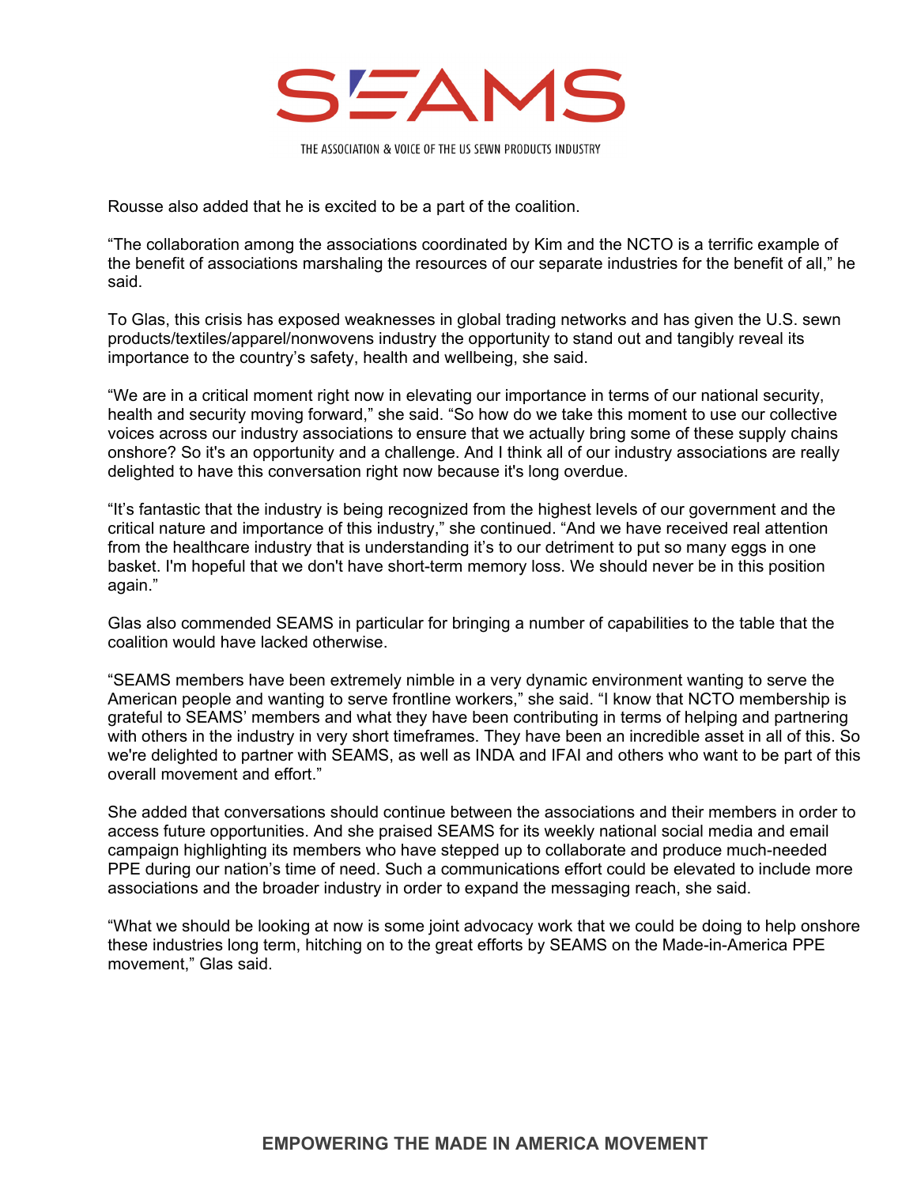Rousse also added that he is excited to be a part of the coalition.

“The collaboration among the associations coordinated by Kim and the NCTO is a terrific example of the benefit of associations marshaling the resources of our separate industries for the benefit of all,” he said.

To Glas, this crisis has exposed weaknesses in global trading networks and has given the U.S. sewn products/textiles/apparel/nonwovens industry the opportunity to stand out and tangibly reveal its importance to the country’s safety, health and wellbeing, she said.

“We are in a critical moment right now in elevating our importance in terms of our national security, health and security moving forward,” she said. “So how do we take this moment to use our collective voices across our industry associations to ensure that we actually bring some of these supply chains onshore? So it's an opportunity and a challenge. And I think all of our industry associations are really delighted to have this conversation right now because it's long overdue.

“It’s fantastic that the industry is being recognized from the highest levels of our government and the critical nature and importance of this industry,” she continued. “And we have received real attention from the healthcare industry that is understanding it’s to our detriment to put so many eggs in one basket. I'm hopeful that we don't have short-term memory loss. We should never be in this position again.”

Glas also commended SEAMS in particular for bringing a number of capabilities to the table that the coalition would have lacked otherwise.

“SEAMS members have been extremely nimble in a very dynamic environment wanting to serve the American people and wanting to serve frontline workers,” she said. “I know that NCTO membership is grateful to SEAMS’ members and what they have been contributing in terms of helping and partnering with others in the industry in very short timeframes. They have been an incredible asset in all of this. So we're delighted to partner with SEAMS, as well as INDA and IFAI and others who want to be part of this overall movement and effort.”

She added that conversations should continue between the associations and their members in order to access future opportunities. And she praised SEAMS for its weekly national social media and email campaign highlighting its members who have stepped up to collaborate and produce much-needed PPE during our nation’s time of need. Such a communications effort could be elevated to include more associations and the broader industry in order to expand the messaging reach, she said.

“What we should be looking at now is some joint advocacy work that we could be doing to help onshore these industries long term, hitching on to the great efforts by SEAMS on the Made-in-America PPE movement,” Glas said.